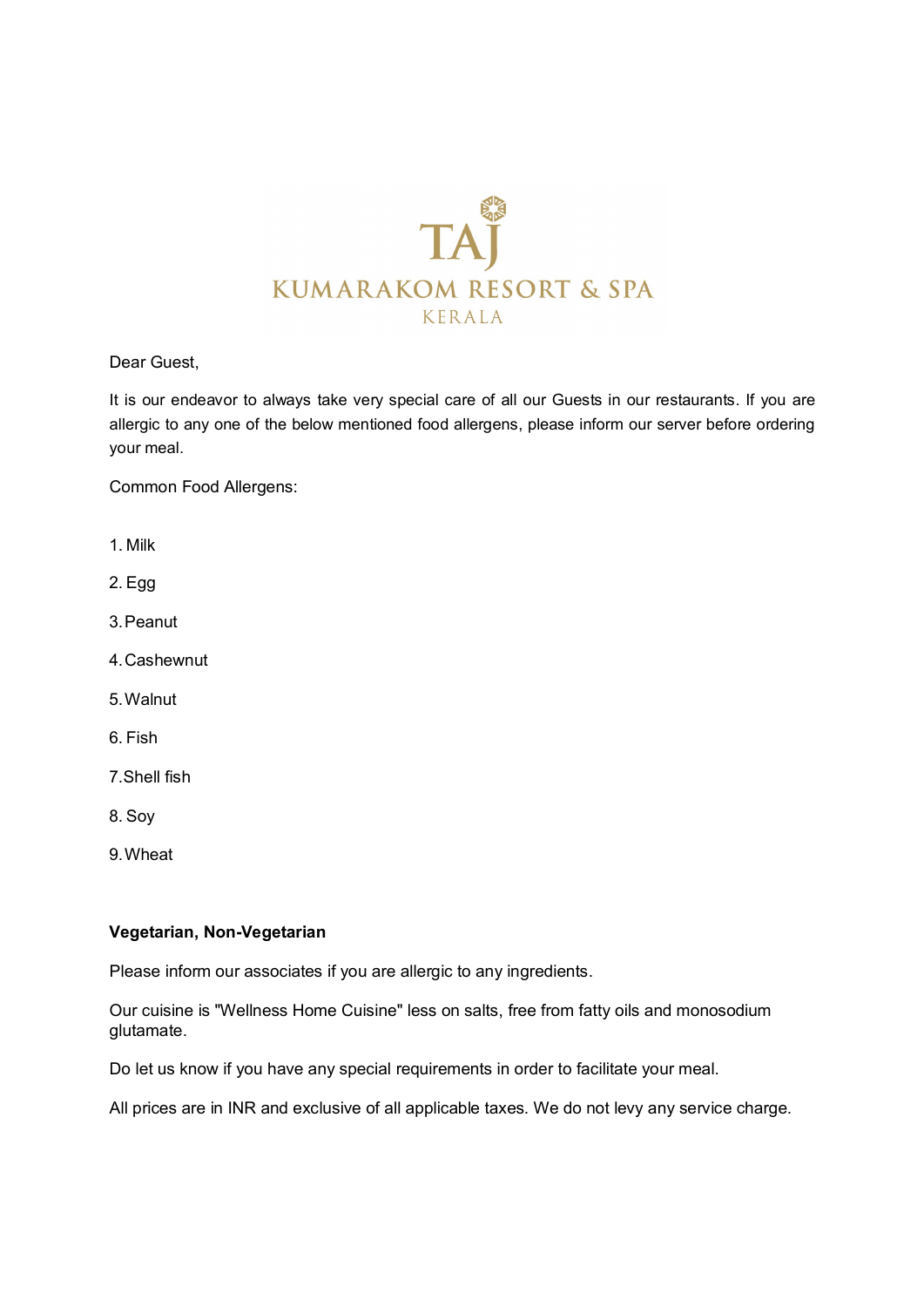# TAJ

## KUMARAKOM RESORT & SPA

### KERALA

Dear Guest,

It is our endeavor to always take very special care of all our Guests in our restaurants. If you are allergic to any one of the below mentioned food allergens, please inform our server before ordering your meal.

Common Food Allergens:

1. Milk
2. Egg
3. Peanut
4. Cashewnut
5. Walnut
6. Fish
7. Shell fish
8. Soy
9. Wheat

**Vegetarian, Non-Vegetarian**

Please inform our associates if you are allergic to any ingredients.

Our cuisine is "Wellness Home Cuisine" less on salts, free from fatty oils and monosodium glutamate.

Do let us know if you have any special requirements in order to facilitate your meal.

All prices are in INR and exclusive of all applicable taxes. We do not levy any service charge.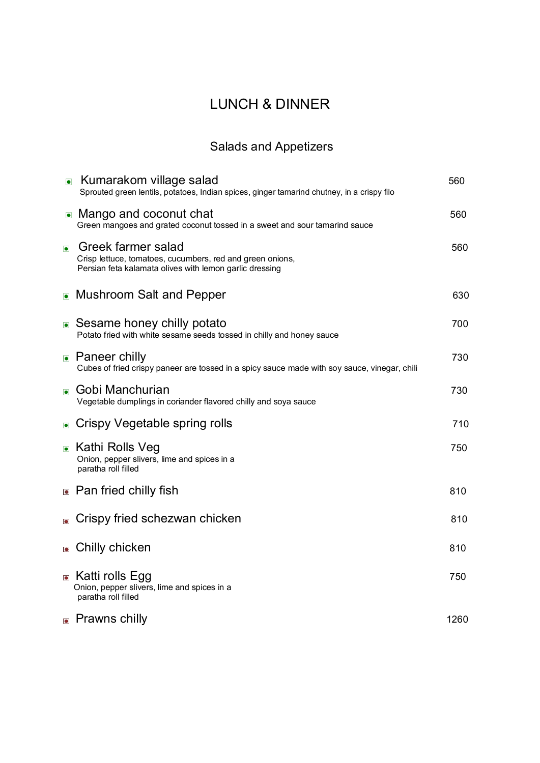# LUNCH & DINNER

## Salads and Appetizers

| Item | Price |
|---|---|
| **Kumarakom village salad**<br>Sprouted green lentils, potatoes, Indian spices, ginger tamarind chutney, in a crispy filo | 560 |
| **Mango and coconut chat**<br>Green mangoes and grated coconut tossed in a sweet and sour tamarind sauce | 560 |
| **Greek farmer salad**<br>Crisp lettuce, tomatoes, cucumbers, red and green onions, Persian feta kalamata olives with lemon garlic dressing | 560 |
| **Mushroom Salt and Pepper** | 630 |
| **Sesame honey chilly potato**<br>Potato fried with white sesame seeds tossed in chilly and honey sauce | 700 |
| **Paneer chilly**<br>Cubes of fried crispy paneer are tossed in a spicy sauce made with soy sauce, vinegar, chili | 730 |
| **Gobi Manchurian**<br>Vegetable dumplings in coriander flavored chilly and soya sauce | 730 |
| **Crispy Vegetable spring rolls** | 710 |
| **Kathi Rolls Veg**<br>Onion, pepper slivers, lime and spices in a paratha roll filled | 750 |
| **Pan fried chilly fish** | 810 |
| **Crispy fried schezwan chicken** | 810 |
| **Chilly chicken** | 810 |
| **Katti rolls Egg**<br>Onion, pepper slivers, lime and spices in a paratha roll filled | 750 |
| **Prawns chilly** | 1260 |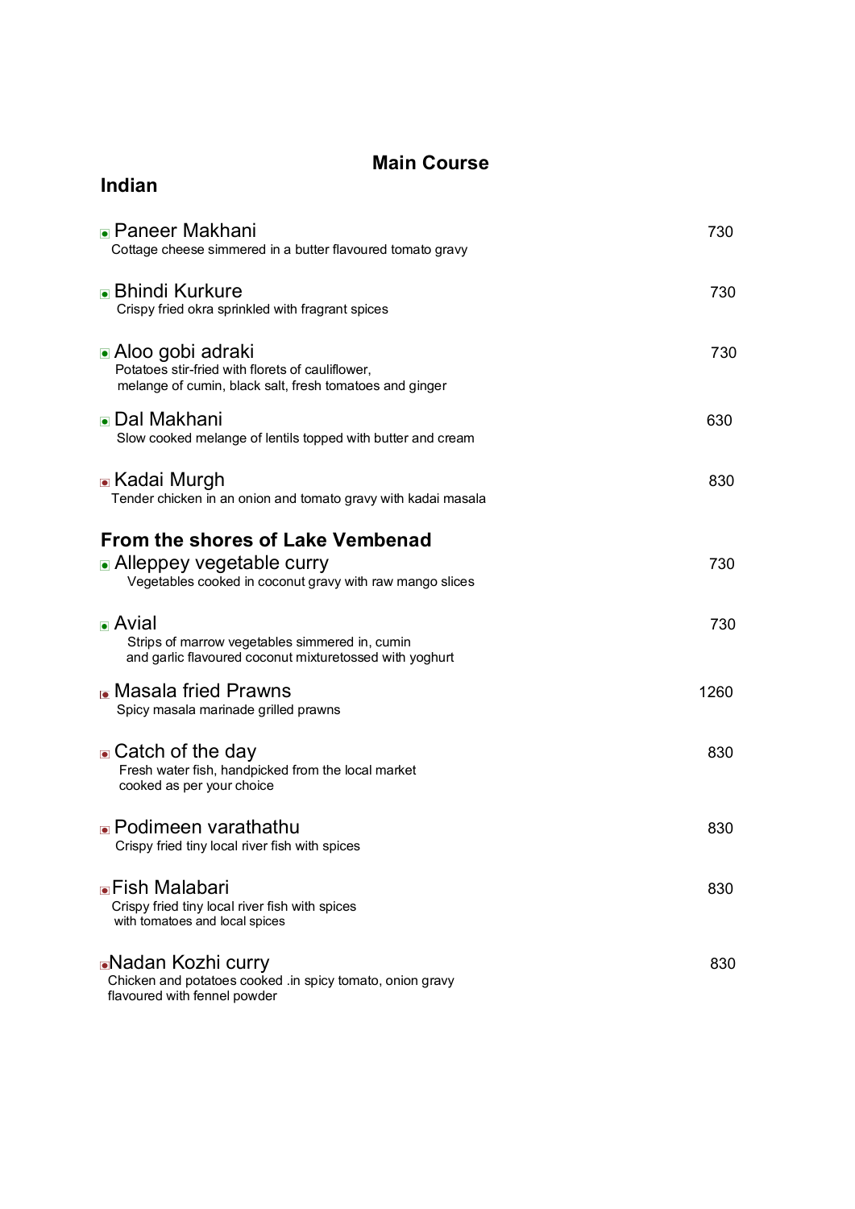# Main Course

## Indian

**Paneer Makhani** — 730
Cottage cheese simmered in a butter flavoured tomato gravy

**Bhindi Kurkure** — 730
Crispy fried okra sprinkled with fragrant spices

**Aloo gobi adraki** — 730
Potatoes stir-fried with florets of cauliflower,
melange of cumin, black salt, fresh tomatoes and ginger

**Dal Makhani** — 630
Slow cooked melange of lentils topped with butter and cream

**Kadai Murgh** — 830
Tender chicken in an onion and tomato gravy with kadai masala

## From the shores of Lake Vembenad

**Alleppey vegetable curry** — 730
Vegetables cooked in coconut gravy with raw mango slices

**Avial** — 730
Strips of marrow vegetables simmered in, cumin
and garlic flavoured coconut mixturetossed with yoghurt

**Masala fried Prawns** — 1260
Spicy masala marinade grilled prawns

**Catch of the day** — 830
Fresh water fish, handpicked from the local market
cooked as per your choice

**Podimeen varathathu** — 830
Crispy fried tiny local river fish with spices

**Fish Malabari** — 830
Crispy fried tiny local river fish with spices
with tomatoes and local spices

**Nadan Kozhi curry** — 830
Chicken and potatoes cooked .in spicy tomato, onion gravy
flavoured with fennel powder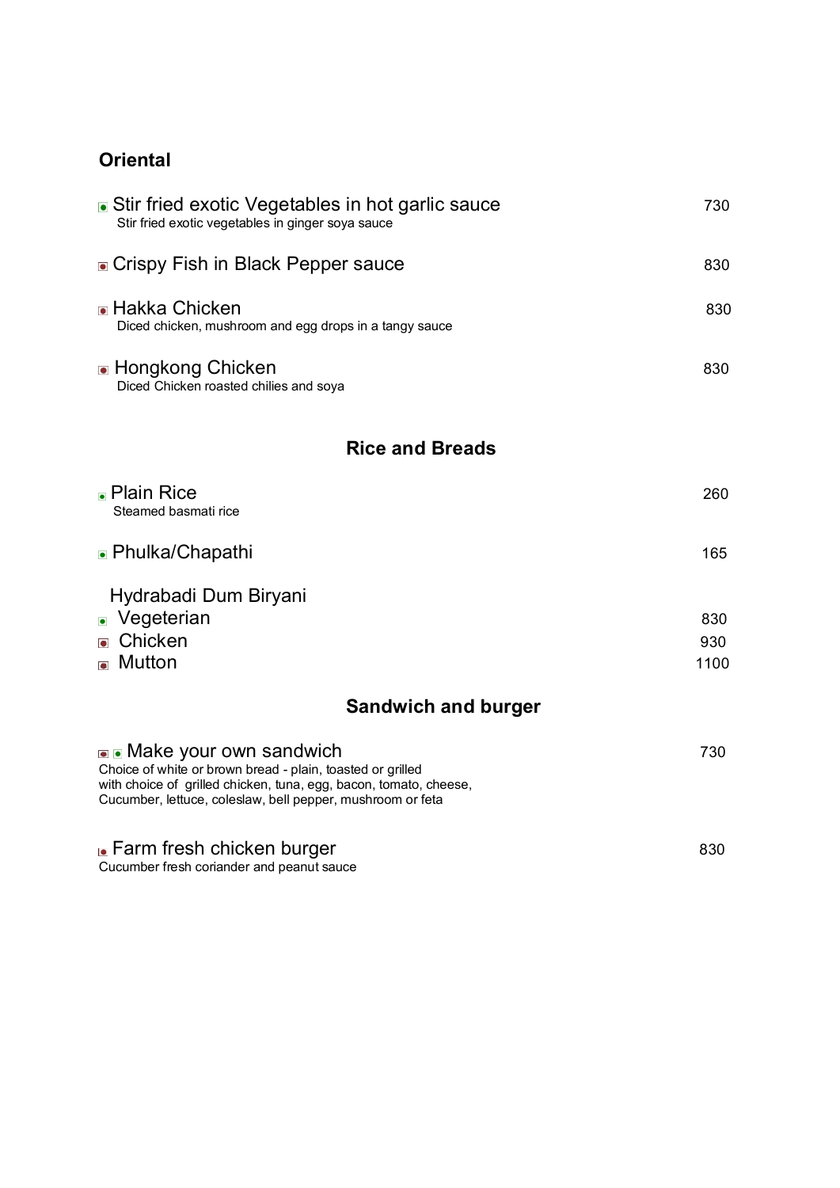## Oriental

**Stir fried exotic Vegetables in hot garlic sauce** — 730
Stir fried exotic vegetables in ginger soya sauce

**Crispy Fish in Black Pepper sauce** — 830

**Hakka Chicken** — 830
Diced chicken, mushroom and egg drops in a tangy sauce

**Hongkong Chicken** — 830
Diced Chicken roasted chilies and soya

## Rice and Breads

**Plain Rice** — 260
Steamed basmati rice

**Phulka/Chapathi** — 165

**Hydrabadi Dum Biryani**
- Vegeterian — 830
- Chicken — 930
- Mutton — 1100

## Sandwich and burger

**Make your own sandwich** — 730
Choice of white or brown bread - plain, toasted or grilled
with choice of grilled chicken, tuna, egg, bacon, tomato, cheese,
Cucumber, lettuce, coleslaw, bell pepper, mushroom or feta

**Farm fresh chicken burger** — 830
Cucumber fresh coriander and peanut sauce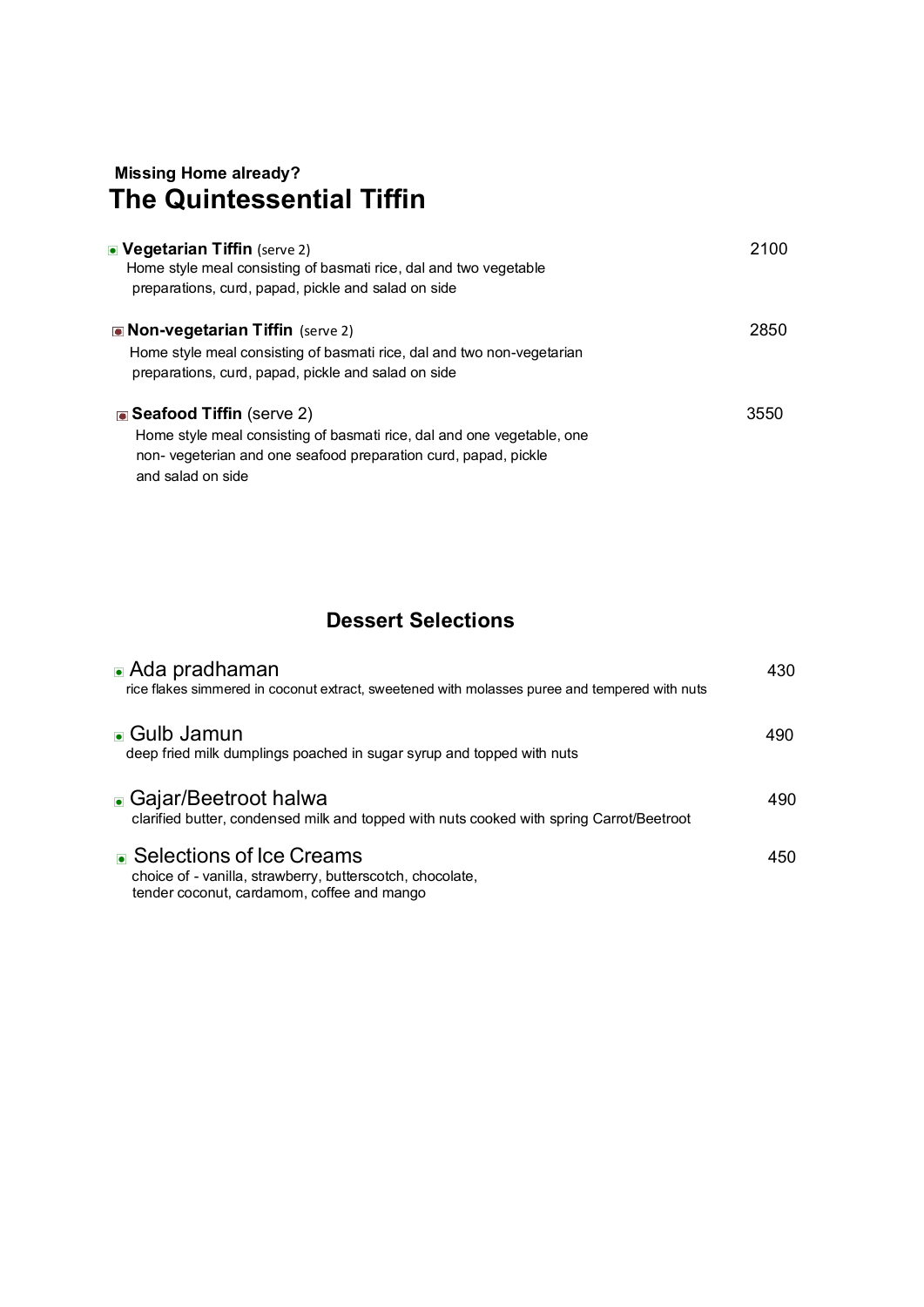**Missing Home already?**

# The Quintessential Tiffin

**Vegetarian Tiffin** (serve 2) 2100
Home style meal consisting of basmati rice, dal and two vegetable preparations, curd, papad, pickle and salad on side

**Non-vegetarian Tiffin** (serve 2) 2850
Home style meal consisting of basmati rice, dal and two non-vegetarian preparations, curd, papad, pickle and salad on side

**Seafood Tiffin** (serve 2) 3550
Home style meal consisting of basmati rice, dal and one vegetable, one non- vegeterian and one seafood preparation curd, papad, pickle and salad on side

## Dessert Selections

Ada pradhaman 430
rice flakes simmered in coconut extract, sweetened with molasses puree and tempered with nuts

Gulb Jamun 490
deep fried milk dumplings poached in sugar syrup and topped with nuts

Gajar/Beetroot halwa 490
clarified butter, condensed milk and topped with nuts cooked with spring Carrot/Beetroot

Selections of Ice Creams 450
choice of - vanilla, strawberry, butterscotch, chocolate, tender coconut, cardamom, coffee and mango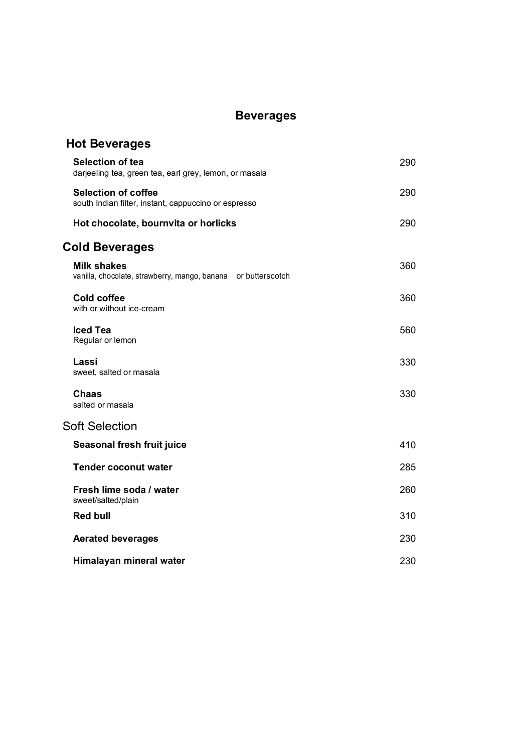# Beverages

## Hot Beverages

| | |
|---|---|
| **Selection of tea**<br>darjeeling tea, green tea, earl grey, lemon, or masala | 290 |
| **Selection of coffee**<br>south Indian filter, instant, cappuccino or espresso | 290 |
| **Hot chocolate, bournvita or horlicks** | 290 |

## Cold Beverages

| | |
|---|---|
| **Milk shakes**<br>vanilla, chocolate, strawberry, mango, banana or butterscotch | 360 |
| **Cold coffee**<br>with or without ice-cream | 360 |
| **Iced Tea**<br>Regular or lemon | 560 |
| **Lassi**<br>sweet, salted or masala | 330 |
| **Chaas**<br>salted or masala | 330 |

## Soft Selection

| | |
|---|---|
| **Seasonal fresh fruit juice** | 410 |
| **Tender coconut water** | 285 |
| **Fresh lime soda / water**<br>sweet/salted/plain | 260 |
| **Red bull** | 310 |
| **Aerated beverages** | 230 |
| **Himalayan mineral water** | 230 |